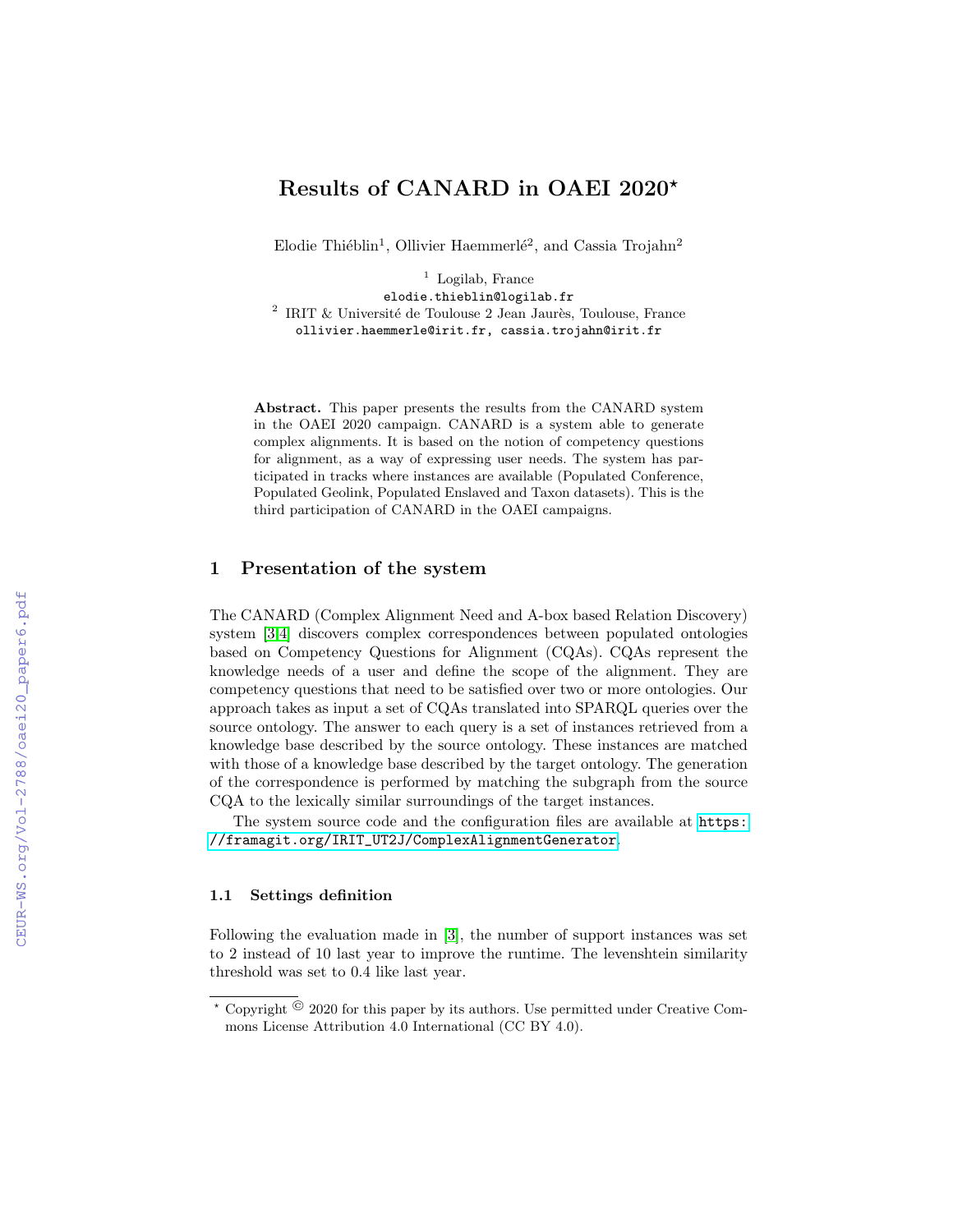# Results of CANARD in OAEI 2020*

Elodie Thiéblin[1], Ollivier Haemmerlé[2], and Cassia Trojahn[2]

[1] Logilab, France
elodie.thieblin@logilab.fr
[2] IRIT & Université de Toulouse 2 Jean Jaurès, Toulouse, France
ollivier.haemmerle@irit.fr, cassia.trojahn@irit.fr

**Abstract.** This paper presents the results from the CANARD system in the OAEI 2020 campaign. CANARD is a system able to generate complex alignments. It is based on the notion of competency questions for alignment, as a way of expressing user needs. The system has participated in tracks where instances are available (Populated Conference, Populated Geolink, Populated Enslaved and Taxon datasets). This is the third participation of CANARD in the OAEI campaigns.

## 1 Presentation of the system

The CANARD (Complex Alignment Need and A-box based Relation Discovery) system [3,4] discovers complex correspondences between populated ontologies based on Competency Questions for Alignment (CQAs). CQAs represent the knowledge needs of a user and define the scope of the alignment. They are competency questions that need to be satisfied over two or more ontologies. Our approach takes as input a set of CQAs translated into SPARQL queries over the source ontology. The answer to each query is a set of instances retrieved from a knowledge base described by the source ontology. These instances are matched with those of a knowledge base described by the target ontology. The generation of the correspondence is performed by matching the subgraph from the source CQA to the lexically similar surroundings of the target instances.

The system source code and the configuration files are available at https://framagit.org/IRIT_UT2J/ComplexAlignmentGenerator.

### 1.1 Settings definition

Following the evaluation made in [3], the number of support instances was set to 2 instead of 10 last year to improve the runtime. The levenshtein similarity threshold was set to 0.4 like last year.

* Copyright © 2020 for this paper by its authors. Use permitted under Creative Commons License Attribution 4.0 International (CC BY 4.0).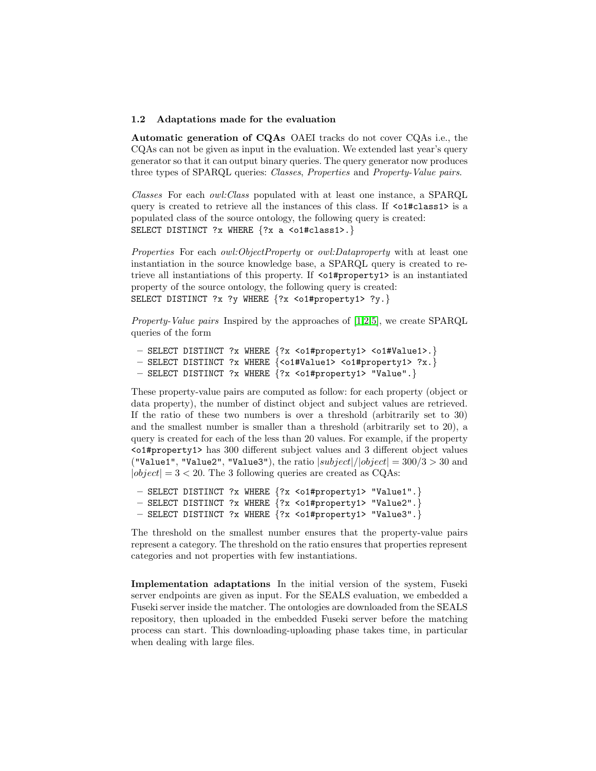### 1.2 Adaptations made for the evaluation

**Automatic generation of CQAs** OAEI tracks do not cover CQAs i.e., the CQAs can not be given as input in the evaluation. We extended last year's query generator so that it can output binary queries. The query generator now produces three types of SPARQL queries: *Classes*, *Properties* and *Property-Value pairs*.

*Classes* For each *owl:Class* populated with at least one instance, a SPARQL query is created to retrieve all the instances of this class. If `<o1#class1>` is a populated class of the source ontology, the following query is created:
`SELECT DISTINCT ?x WHERE {?x a <o1#class1>.}`

*Properties* For each *owl:ObjectProperty* or *owl:Dataproperty* with at least one instantiation in the source knowledge base, a SPARQL query is created to retrieve all instantiations of this property. If `<o1#property1>` is an instantiated property of the source ontology, the following query is created:
`SELECT DISTINCT ?x ?y WHERE {?x <o1#property1> ?y.}`

*Property-Value pairs* Inspired by the approaches of [1,2,5], we create SPARQL queries of the form

- `SELECT DISTINCT ?x WHERE {?x <o1#property1> <o1#Value1>.}`
- `SELECT DISTINCT ?x WHERE {<o1#Value1> <o1#property1> ?x.}`
- `SELECT DISTINCT ?x WHERE {?x <o1#property1> "Value".}`

These property-value pairs are computed as follow: for each property (object or data property), the number of distinct object and subject values are retrieved. If the ratio of these two numbers is over a threshold (arbitrarily set to 30) and the smallest number is smaller than a threshold (arbitrarily set to 20), a query is created for each of the less than 20 values. For example, if the property `<o1#property1>` has 300 different subject values and 3 different object values (`"Value1"`, `"Value2"`, `"Value3"`), the ratio $|subject|/|object| = 300/3 > 30$ and $|object| = 3 < 20$. The 3 following queries are created as CQAs:

- `SELECT DISTINCT ?x WHERE {?x <o1#property1> "Value1".}`
- `SELECT DISTINCT ?x WHERE {?x <o1#property1> "Value2".}`
- `SELECT DISTINCT ?x WHERE {?x <o1#property1> "Value3".}`

The threshold on the smallest number ensures that the property-value pairs represent a category. The threshold on the ratio ensures that properties represent categories and not properties with few instantiations.

**Implementation adaptations** In the initial version of the system, Fuseki server endpoints are given as input. For the SEALS evaluation, we embedded a Fuseki server inside the matcher. The ontologies are downloaded from the SEALS repository, then uploaded in the embedded Fuseki server before the matching process can start. This downloading-uploading phase takes time, in particular when dealing with large files.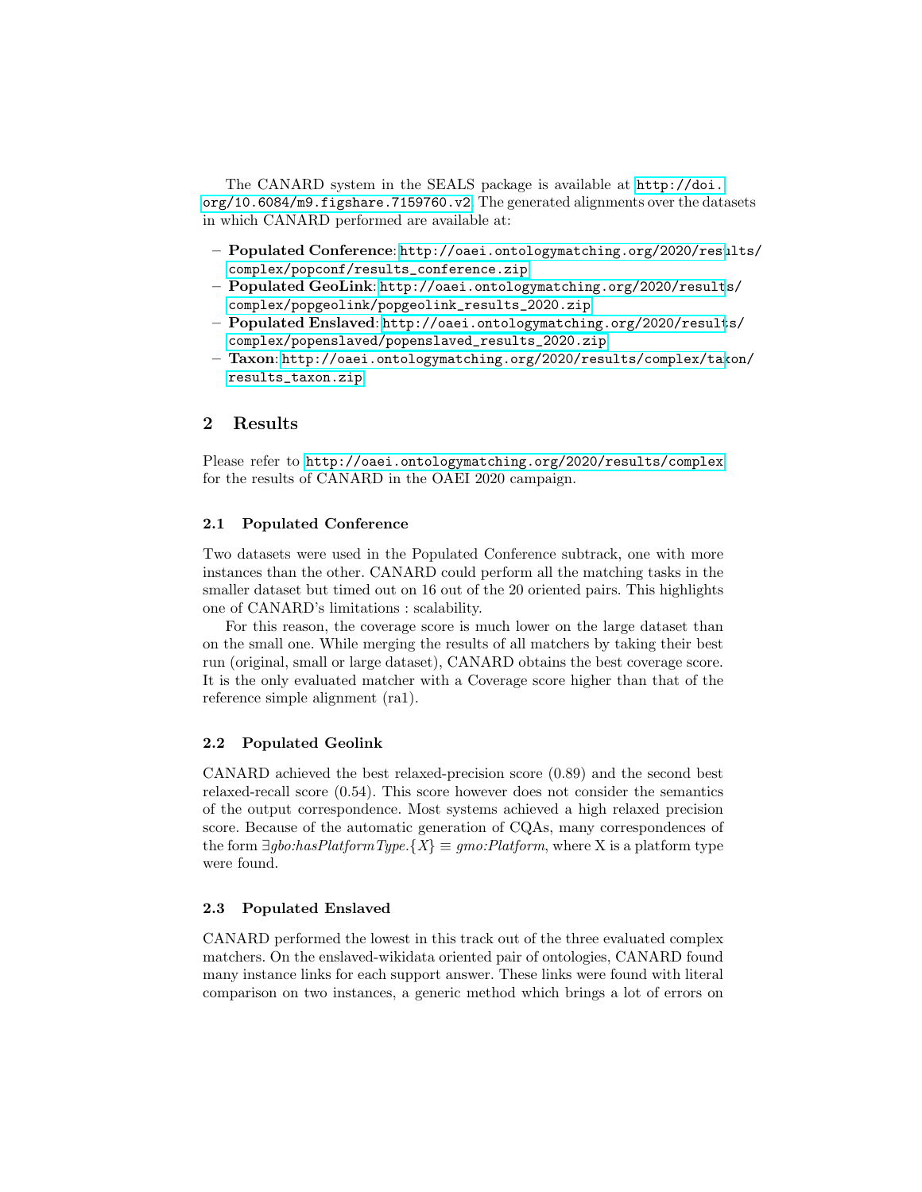The CANARD system in the SEALS package is available at http://doi.org/10.6084/m9.figshare.7159760.v2. The generated alignments over the datasets in which CANARD performed are available at:

- **Populated Conference**: http://oaei.ontologymatching.org/2020/results/complex/popconf/results_conference.zip
- **Populated GeoLink**: http://oaei.ontologymatching.org/2020/results/complex/popgeolink/popgeolink_results_2020.zip
- **Populated Enslaved**: http://oaei.ontologymatching.org/2020/results/complex/popenslaved/popenslaved_results_2020.zip
- **Taxon**: http://oaei.ontologymatching.org/2020/results/complex/taxon/results_taxon.zip

## 2 Results

Please refer to http://oaei.ontologymatching.org/2020/results/complex for the results of CANARD in the OAEI 2020 campaign.

### 2.1 Populated Conference

Two datasets were used in the Populated Conference subtrack, one with more instances than the other. CANARD could perform all the matching tasks in the smaller dataset but timed out on 16 out of the 20 oriented pairs. This highlights one of CANARD's limitations : scalability.

For this reason, the coverage score is much lower on the large dataset than on the small one. While merging the results of all matchers by taking their best run (original, small or large dataset), CANARD obtains the best coverage score. It is the only evaluated matcher with a Coverage score higher than that of the reference simple alignment (ra1).

### 2.2 Populated Geolink

CANARD achieved the best relaxed-precision score (0.89) and the second best relaxed-recall score (0.54). This score however does not consider the semantics of the output correspondence. Most systems achieved a high relaxed precision score. Because of the automatic generation of CQAs, many correspondences of the form $\exists gbo{:}hasPlatformType.\{X\} \equiv gmo{:}Platform$, where X is a platform type were found.

### 2.3 Populated Enslaved

CANARD performed the lowest in this track out of the three evaluated complex matchers. On the enslaved-wikidata oriented pair of ontologies, CANARD found many instance links for each support answer. These links were found with literal comparison on two instances, a generic method which brings a lot of errors on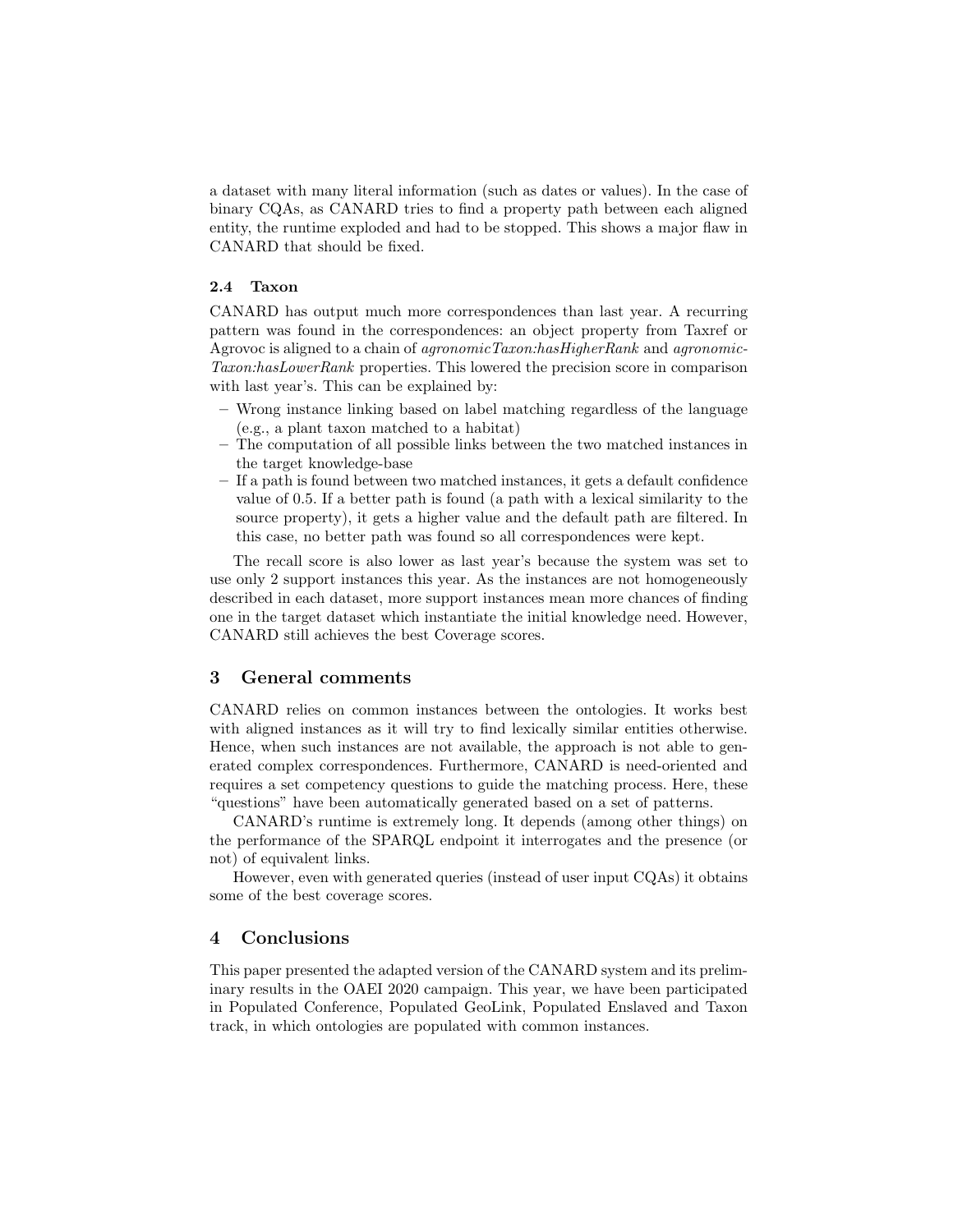a dataset with many literal information (such as dates or values). In the case of binary CQAs, as CANARD tries to find a property path between each aligned entity, the runtime exploded and had to be stopped. This shows a major flaw in CANARD that should be fixed.

### 2.4 Taxon

CANARD has output much more correspondences than last year. A recurring pattern was found in the correspondences: an object property from Taxref or Agrovoc is aligned to a chain of *agronomicTaxon:hasHigherRank* and *agronomicTaxon:hasLowerRank* properties. This lowered the precision score in comparison with last year's. This can be explained by:

- Wrong instance linking based on label matching regardless of the language (e.g., a plant taxon matched to a habitat)
- The computation of all possible links between the two matched instances in the target knowledge-base
- If a path is found between two matched instances, it gets a default confidence value of 0.5. If a better path is found (a path with a lexical similarity to the source property), it gets a higher value and the default path are filtered. In this case, no better path was found so all correspondences were kept.

The recall score is also lower as last year's because the system was set to use only 2 support instances this year. As the instances are not homogeneously described in each dataset, more support instances mean more chances of finding one in the target dataset which instantiate the initial knowledge need. However, CANARD still achieves the best Coverage scores.

## 3 General comments

CANARD relies on common instances between the ontologies. It works best with aligned instances as it will try to find lexically similar entities otherwise. Hence, when such instances are not available, the approach is not able to generated complex correspondences. Furthermore, CANARD is need-oriented and requires a set competency questions to guide the matching process. Here, these "questions" have been automatically generated based on a set of patterns.

CANARD's runtime is extremely long. It depends (among other things) on the performance of the SPARQL endpoint it interrogates and the presence (or not) of equivalent links.

However, even with generated queries (instead of user input CQAs) it obtains some of the best coverage scores.

## 4 Conclusions

This paper presented the adapted version of the CANARD system and its preliminary results in the OAEI 2020 campaign. This year, we have been participated in Populated Conference, Populated GeoLink, Populated Enslaved and Taxon track, in which ontologies are populated with common instances.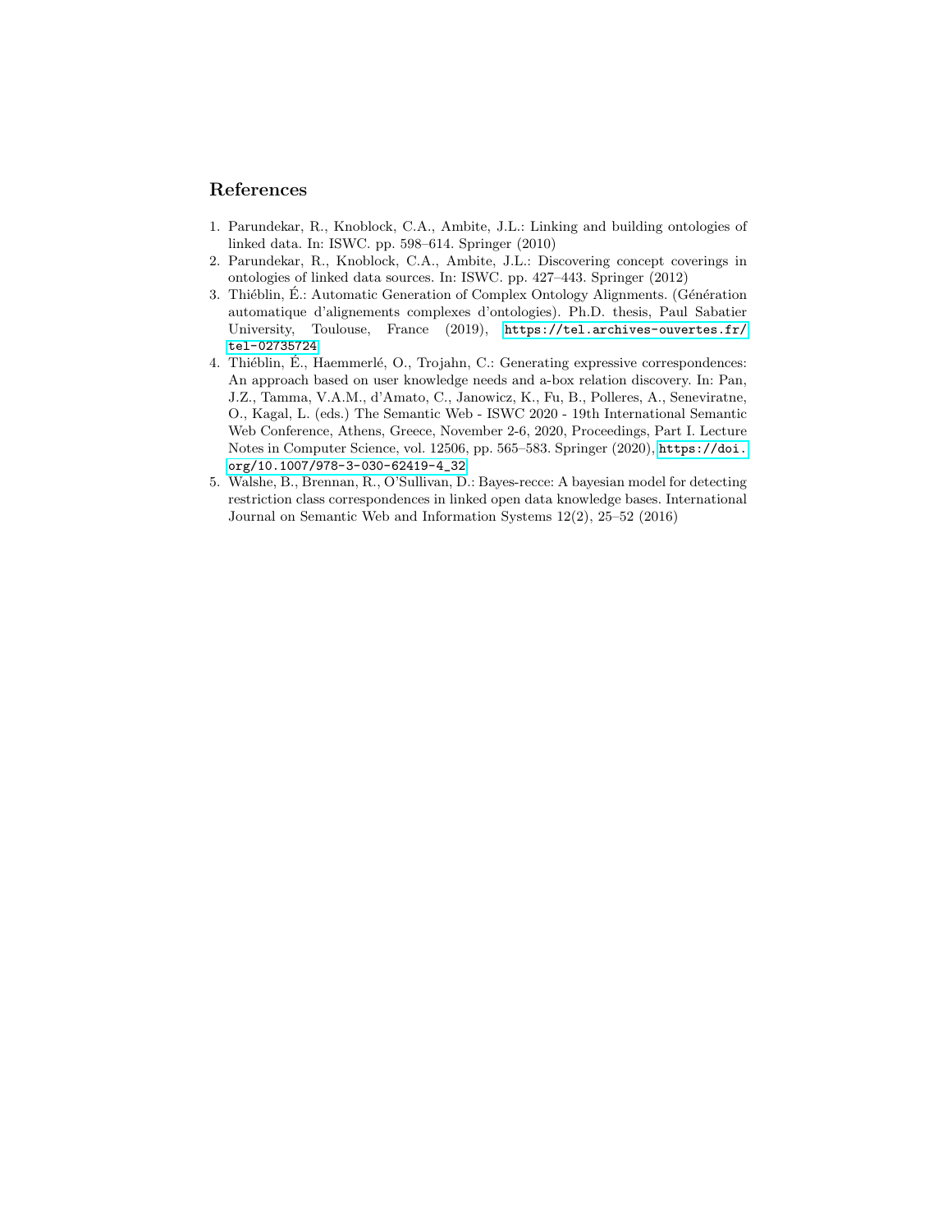## References

1. Parundekar, R., Knoblock, C.A., Ambite, J.L.: Linking and building ontologies of linked data. In: ISWC. pp. 598–614. Springer (2010)
2. Parundekar, R., Knoblock, C.A., Ambite, J.L.: Discovering concept coverings in ontologies of linked data sources. In: ISWC. pp. 427–443. Springer (2012)
3. Thiéblin, É.: Automatic Generation of Complex Ontology Alignments. (Génération automatique d'alignements complexes d'ontologies). Ph.D. thesis, Paul Sabatier University, Toulouse, France (2019), https://tel.archives-ouvertes.fr/tel-02735724
4. Thiéblin, É., Haemmerlé, O., Trojahn, C.: Generating expressive correspondences: An approach based on user knowledge needs and a-box relation discovery. In: Pan, J.Z., Tamma, V.A.M., d'Amato, C., Janowicz, K., Fu, B., Polleres, A., Seneviratne, O., Kagal, L. (eds.) The Semantic Web - ISWC 2020 - 19th International Semantic Web Conference, Athens, Greece, November 2-6, 2020, Proceedings, Part I. Lecture Notes in Computer Science, vol. 12506, pp. 565–583. Springer (2020), https://doi.org/10.1007/978-3-030-62419-4_32
5. Walshe, B., Brennan, R., O'Sullivan, D.: Bayes-recce: A bayesian model for detecting restriction class correspondences in linked open data knowledge bases. International Journal on Semantic Web and Information Systems 12(2), 25–52 (2016)